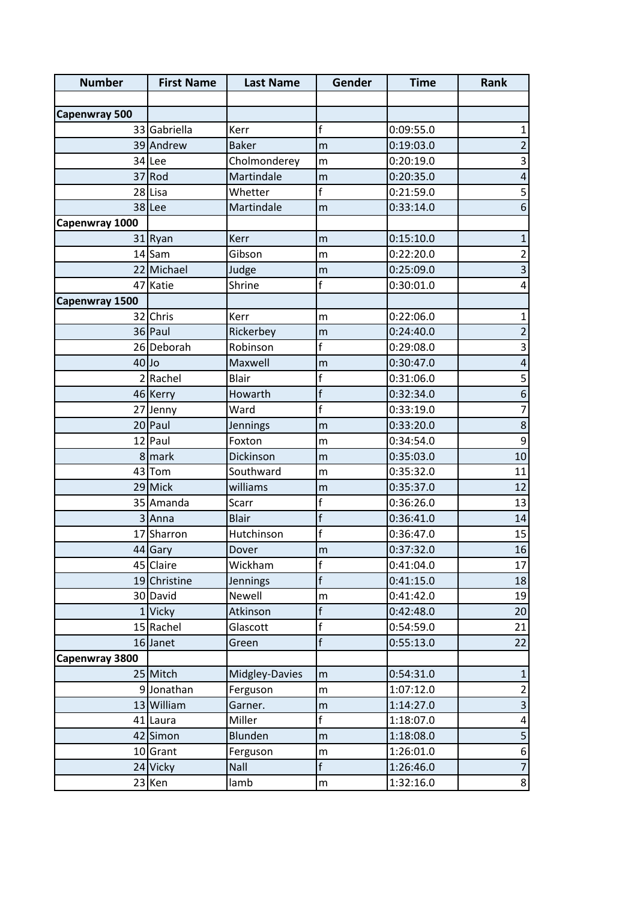| Number | First Name | Last Name | Gender | Time | Rank |
|---|---|---|---|---|---|
| | | | | | |
| **Capenwray 500** | | | | | |
| 33 | Gabriella | Kerr | f | 0:09:55.0 | 1 |
| 39 | Andrew | Baker | m | 0:19:03.0 | 2 |
| 34 | Lee | Cholmonderey | m | 0:20:19.0 | 3 |
| 37 | Rod | Martindale | m | 0:20:35.0 | 4 |
| 28 | Lisa | Whetter | f | 0:21:59.0 | 5 |
| 38 | Lee | Martindale | m | 0:33:14.0 | 6 |
| **Capenwray 1000** | | | | | |
| 31 | Ryan | Kerr | m | 0:15:10.0 | 1 |
| 14 | Sam | Gibson | m | 0:22:20.0 | 2 |
| 22 | Michael | Judge | m | 0:25:09.0 | 3 |
| 47 | Katie | Shrine | f | 0:30:01.0 | 4 |
| **Capenwray 1500** | | | | | |
| 32 | Chris | Kerr | m | 0:22:06.0 | 1 |
| 36 | Paul | Rickerbey | m | 0:24:40.0 | 2 |
| 26 | Deborah | Robinson | f | 0:29:08.0 | 3 |
| 40 | Jo | Maxwell | m | 0:30:47.0 | 4 |
| 2 | Rachel | Blair | f | 0:31:06.0 | 5 |
| 46 | Kerry | Howarth | f | 0:32:34.0 | 6 |
| 27 | Jenny | Ward | f | 0:33:19.0 | 7 |
| 20 | Paul | Jennings | m | 0:33:20.0 | 8 |
| 12 | Paul | Foxton | m | 0:34:54.0 | 9 |
| 8 | mark | Dickinson | m | 0:35:03.0 | 10 |
| 43 | Tom | Southward | m | 0:35:32.0 | 11 |
| 29 | Mick | williams | m | 0:35:37.0 | 12 |
| 35 | Amanda | Scarr | f | 0:36:26.0 | 13 |
| 3 | Anna | Blair | f | 0:36:41.0 | 14 |
| 17 | Sharron | Hutchinson | f | 0:36:47.0 | 15 |
| 44 | Gary | Dover | m | 0:37:32.0 | 16 |
| 45 | Claire | Wickham | f | 0:41:04.0 | 17 |
| 19 | Christine | Jennings | f | 0:41:15.0 | 18 |
| 30 | David | Newell | m | 0:41:42.0 | 19 |
| 1 | Vicky | Atkinson | f | 0:42:48.0 | 20 |
| 15 | Rachel | Glascott | f | 0:54:59.0 | 21 |
| 16 | Janet | Green | f | 0:55:13.0 | 22 |
| **Capenwray 3800** | | | | | |
| 25 | Mitch | Midgley-Davies | m | 0:54:31.0 | 1 |
| 9 | Jonathan | Ferguson | m | 1:07:12.0 | 2 |
| 13 | William | Garner. | m | 1:14:27.0 | 3 |
| 41 | Laura | Miller | f | 1:18:07.0 | 4 |
| 42 | Simon | Blunden | m | 1:18:08.0 | 5 |
| 10 | Grant | Ferguson | m | 1:26:01.0 | 6 |
| 24 | Vicky | Nall | f | 1:26:46.0 | 7 |
| 23 | Ken | lamb | m | 1:32:16.0 | 8 |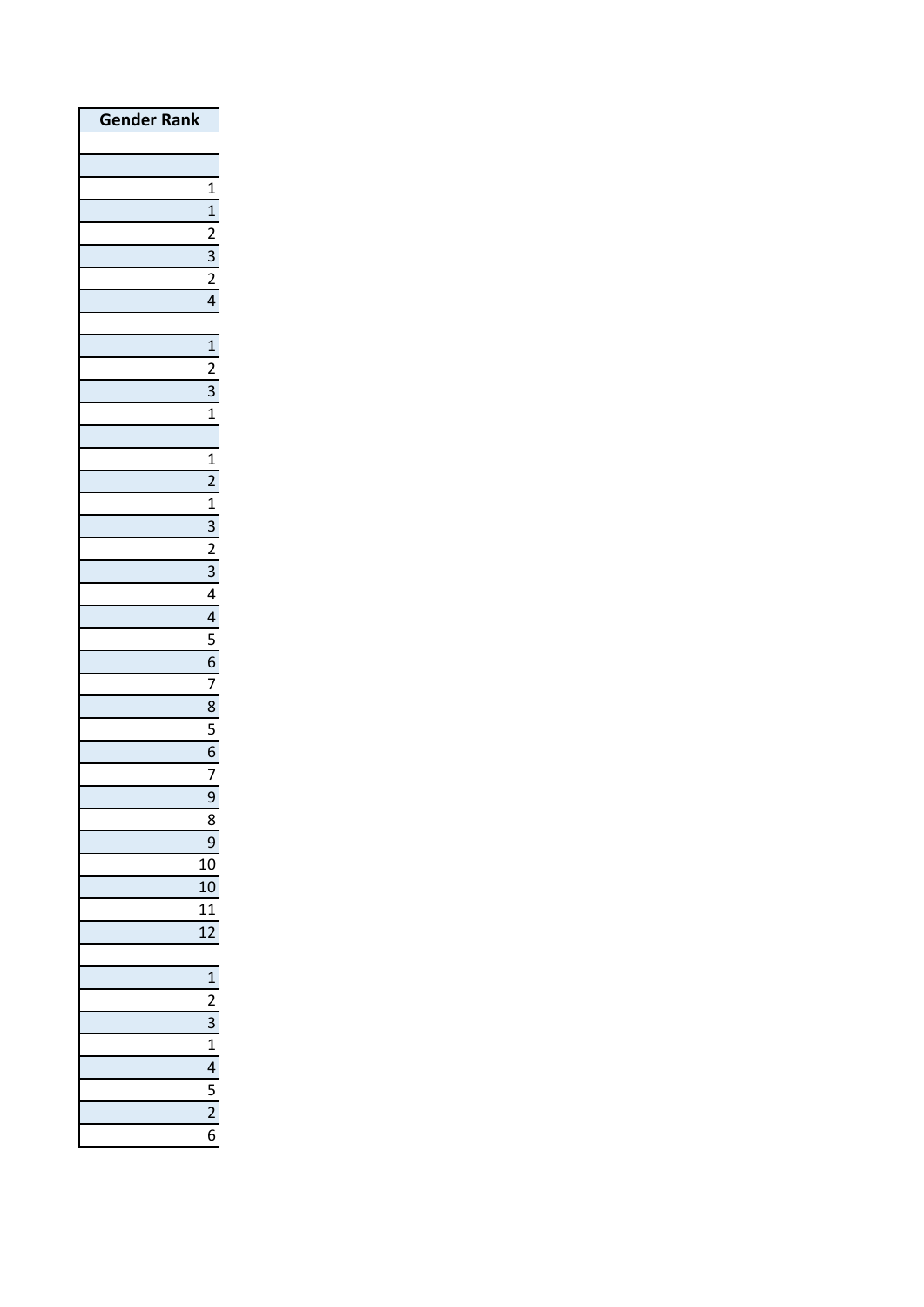| Gender Rank |
|---|
| |
| |
| 1 |
| 1 |
| 2 |
| 3 |
| 2 |
| 4 |
| |
| 1 |
| 2 |
| 3 |
| 1 |
| |
| 1 |
| 2 |
| 1 |
| 3 |
| 2 |
| 3 |
| 4 |
| 4 |
| 5 |
| 6 |
| 7 |
| 8 |
| 5 |
| 6 |
| 7 |
| 9 |
| 8 |
| 9 |
| 10 |
| 10 |
| 11 |
| 12 |
| |
| 1 |
| 2 |
| 3 |
| 1 |
| 4 |
| 5 |
| 2 |
| 6 |